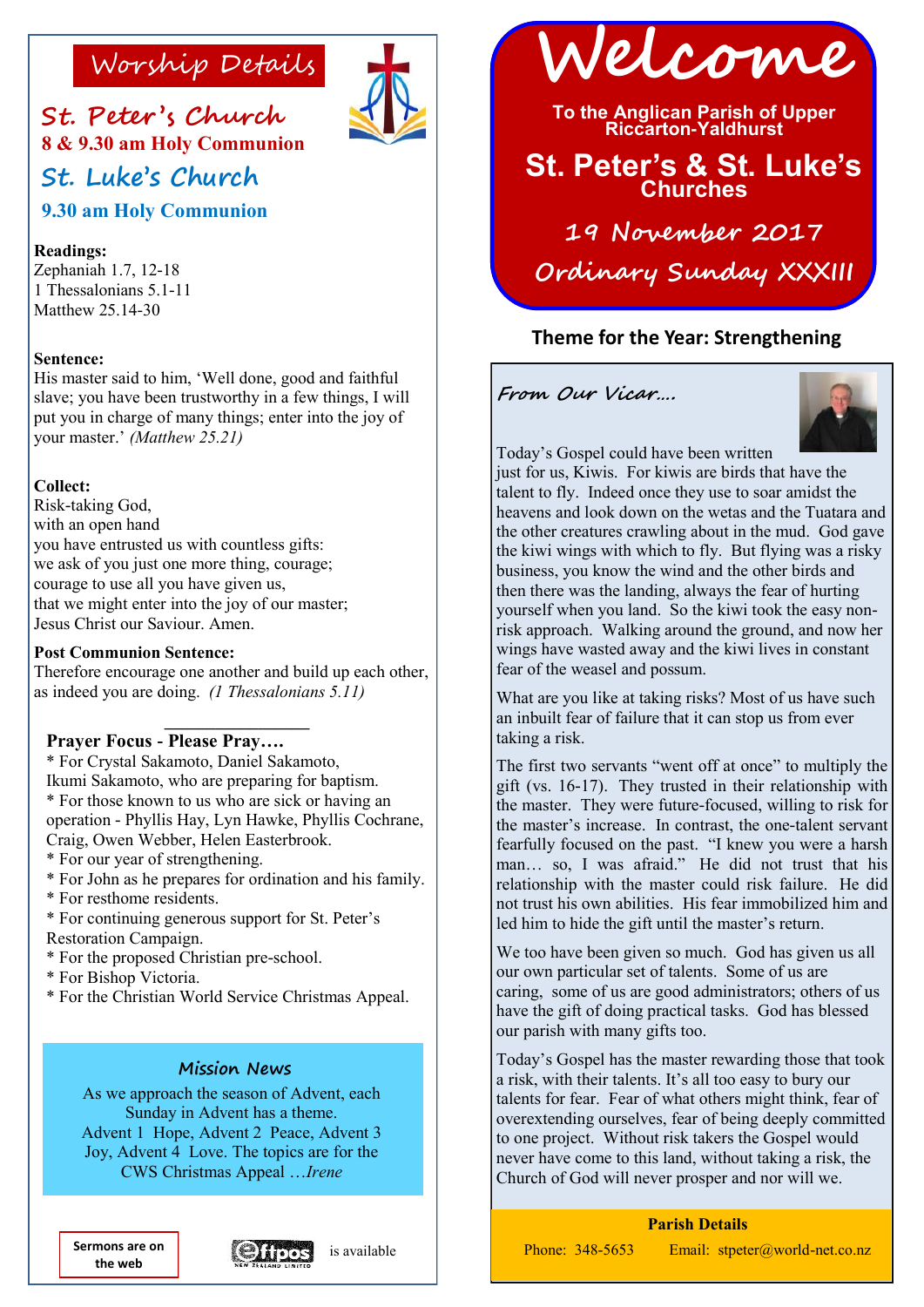# Welcome

**To the Anglican Parish of Upper Riccarton-Yaldhurst**

## St. Peter's & St. Luke's Churches

**19 November 2017**

**Ordinary Sunday XXXIII**

**Theme for the Year: Strengthening**

## Worship Details

### St. Peter's Church

**8 & 9.30 am Holy Communion**

### St. Luke's Church

**9.30 am Holy Communion**

**Readings:**
Zephaniah 1.7, 12-18
1 Thessalonians 5.1-11
Matthew 25.14-30

**Sentence:**
His master said to him, 'Well done, good and faithful slave; you have been trustworthy in a few things, I will put you in charge of many things; enter into the joy of your master.' *(Matthew 25.21)*

**Collect:**
Risk-taking God,
with an open hand
you have entrusted us with countless gifts:
we ask of you just one more thing, courage;
courage to use all you have given us,
that we might enter into the joy of our master;
Jesus Christ our Saviour. Amen.

**Post Communion Sentence:**
Therefore encourage one another and build up each other, as indeed you are doing. *(1 Thessalonians 5.11)*

**Prayer Focus - Please Pray….**

* For Crystal Sakamoto, Daniel Sakamoto, Ikumi Sakamoto, who are preparing for baptism.
* For those known to us who are sick or having an operation - Phyllis Hay, Lyn Hawke, Phyllis Cochrane, Craig, Owen Webber, Helen Easterbrook.
* For our year of strengthening.
* For John as he prepares for ordination and his family.
* For resthome residents.
* For continuing generous support for St. Peter's Restoration Campaign.
* For the proposed Christian pre-school.
* For Bishop Victoria.
* For the Christian World Service Christmas Appeal.

### Mission News

As we approach the season of Advent, each Sunday in Advent has a theme.
Advent 1 Hope, Advent 2 Peace, Advent 3 Joy, Advent 4 Love. The topics are for the CWS Christmas Appeal …*Irene*

**Sermons are on the web**

Eftpos is available

## From Our Vicar….

Today's Gospel could have been written just for us, Kiwis. For kiwis are birds that have the talent to fly. Indeed once they use to soar amidst the heavens and look down on the wetas and the Tuatara and the other creatures crawling about in the mud. God gave the kiwi wings with which to fly. But flying was a risky business, you know the wind and the other birds and then there was the landing, always the fear of hurting yourself when you land. So the kiwi took the easy non-risk approach. Walking around the ground, and now her wings have wasted away and the kiwi lives in constant fear of the weasel and possum.

What are you like at taking risks? Most of us have such an inbuilt fear of failure that it can stop us from ever taking a risk.

The first two servants "went off at once" to multiply the gift (vs. 16-17). They trusted in their relationship with the master. They were future-focused, willing to risk for the master's increase. In contrast, the one-talent servant fearfully focused on the past. "I knew you were a harsh man… so, I was afraid." He did not trust that his relationship with the master could risk failure. He did not trust his own abilities. His fear immobilized him and led him to hide the gift until the master's return.

We too have been given so much. God has given us all our own particular set of talents. Some of us are caring, some of us are good administrators; others of us have the gift of doing practical tasks. God has blessed our parish with many gifts too.

Today's Gospel has the master rewarding those that took a risk, with their talents. It's all too easy to bury our talents for fear. Fear of what others might think, fear of overextending ourselves, fear of being deeply committed to one project. Without risk takers the Gospel would never have come to this land, without taking a risk, the Church of God will never prosper and nor will we.

**Parish Details**

Phone: 348-5653 Email: stpeter@world-net.co.nz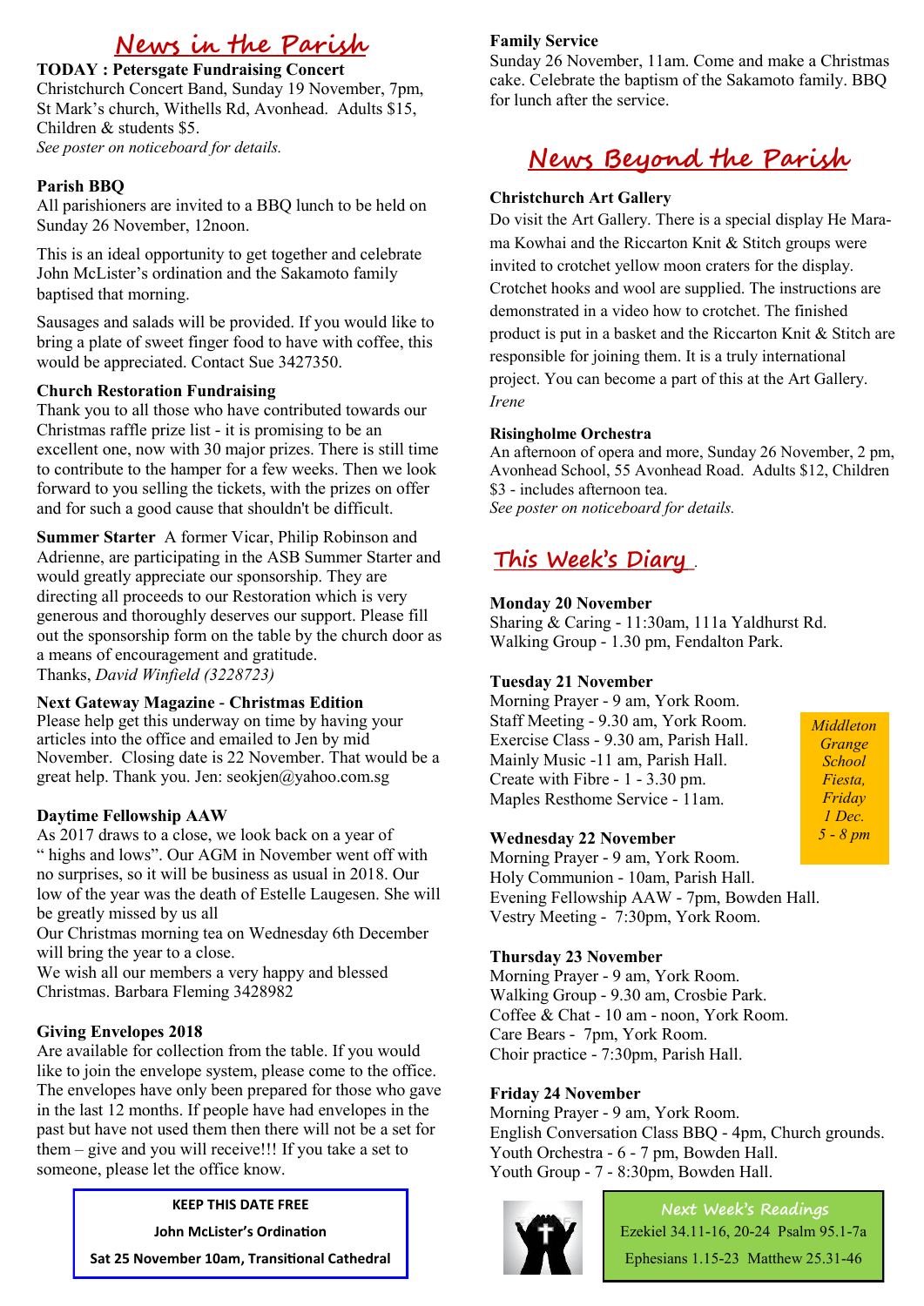# News in the Parish

**TODAY : Petersgate Fundraising Concert**
Christchurch Concert Band, Sunday 19 November, 7pm, St Mark's church, Withells Rd, Avonhead. Adults $15, Children & students $5.
*See poster on noticeboard for details.*

**Parish BBQ**
All parishioners are invited to a BBQ lunch to be held on Sunday 26 November, 12noon.

This is an ideal opportunity to get together and celebrate John McLister's ordination and the Sakamoto family baptised that morning.

Sausages and salads will be provided. If you would like to bring a plate of sweet finger food to have with coffee, this would be appreciated. Contact Sue 3427350.

**Church Restoration Fundraising**
Thank you to all those who have contributed towards our Christmas raffle prize list - it is promising to be an excellent one, now with 30 major prizes. There is still time to contribute to the hamper for a few weeks. Then we look forward to you selling the tickets, with the prizes on offer and for such a good cause that shouldn't be difficult.

**Summer Starter** A former Vicar, Philip Robinson and Adrienne, are participating in the ASB Summer Starter and would greatly appreciate our sponsorship. They are directing all proceeds to our Restoration which is very generous and thoroughly deserves our support. Please fill out the sponsorship form on the table by the church door as a means of encouragement and gratitude.
Thanks, *David Winfield (3228723)*

**Next Gateway Magazine - Christmas Edition**
Please help get this underway on time by having your articles into the office and emailed to Jen by mid November. Closing date is 22 November. That would be a great help. Thank you. Jen: seokjen@yahoo.com.sg

**Daytime Fellowship AAW**
As 2017 draws to a close, we look back on a year of " highs and lows". Our AGM in November went off with no surprises, so it will be business as usual in 2018. Our low of the year was the death of Estelle Laugesen. She will be greatly missed by us all
Our Christmas morning tea on Wednesday 6th December will bring the year to a close.
We wish all our members a very happy and blessed Christmas. Barbara Fleming 3428982

**Giving Envelopes 2018**
Are available for collection from the table. If you would like to join the envelope system, please come to the office. The envelopes have only been prepared for those who gave in the last 12 months. If people have had envelopes in the past but have not used them then there will not be a set for them – give and you will receive!!! If you take a set to someone, please let the office know.

**KEEP THIS DATE FREE**
**John McLister's Ordination**
**Sat 25 November 10am, Transitional Cathedral**

**Family Service**
Sunday 26 November, 11am. Come and make a Christmas cake. Celebrate the baptism of the Sakamoto family. BBQ for lunch after the service.

# News Beyond the Parish

**Christchurch Art Gallery**
Do visit the Art Gallery. There is a special display He Marama Kowhai and the Riccarton Knit & Stitch groups were invited to crotchet yellow moon craters for the display. Crotchet hooks and wool are supplied. The instructions are demonstrated in a video how to crotchet. The finished product is put in a basket and the Riccarton Knit & Stitch are responsible for joining them. It is a truly international project. You can become a part of this at the Art Gallery.
*Irene*

**Risingholme Orchestra**
An afternoon of opera and more, Sunday 26 November, 2 pm, Avonhead School, 55 Avonhead Road. Adults $12, Children $3 - includes afternoon tea.
*See poster on noticeboard for details.*

# This Week's Diary

**Monday 20 November**
Sharing & Caring - 11:30am, 111a Yaldhurst Rd.
Walking Group - 1.30 pm, Fendalton Park.

**Tuesday 21 November**
Morning Prayer - 9 am, York Room.
Staff Meeting - 9.30 am, York Room.
Exercise Class - 9.30 am, Parish Hall.
Mainly Music -11 am, Parish Hall.
Create with Fibre - 1 - 3.30 pm.
Maples Resthome Service - 11am.

*Middleton Grange School Fiesta, Friday 1 Dec. 5 - 8 pm*

**Wednesday 22 November**
Morning Prayer - 9 am, York Room.
Holy Communion - 10am, Parish Hall.
Evening Fellowship AAW - 7pm, Bowden Hall.
Vestry Meeting - 7:30pm, York Room.

**Thursday 23 November**
Morning Prayer - 9 am, York Room.
Walking Group - 9.30 am, Crosbie Park.
Coffee & Chat - 10 am - noon, York Room.
Care Bears - 7pm, York Room.
Choir practice - 7:30pm, Parish Hall.

**Friday 24 November**
Morning Prayer - 9 am, York Room.
English Conversation Class BBQ - 4pm, Church grounds.
Youth Orchestra - 6 - 7 pm, Bowden Hall.
Youth Group - 7 - 8:30pm, Bowden Hall.

**Next Week's Readings**
Ezekiel 34.11-16, 20-24 Psalm 95.1-7a
Ephesians 1.15-23 Matthew 25.31-46